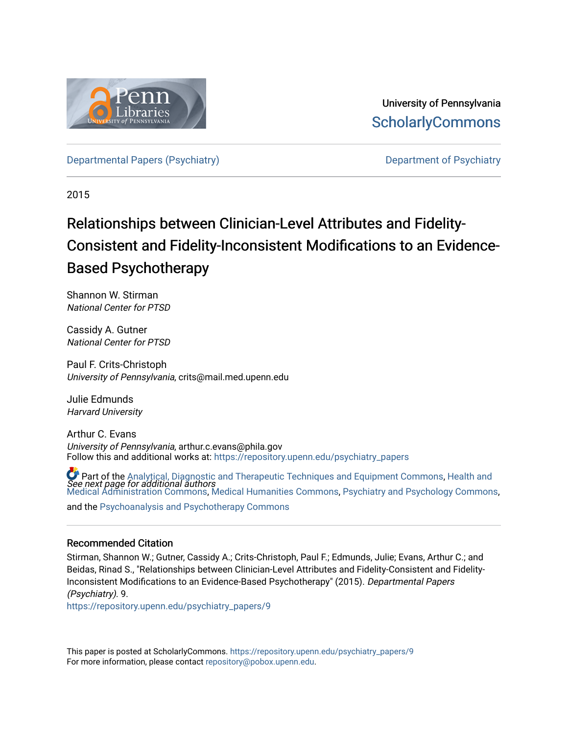University of Pennsylvania
ScholarlyCommons

Departmental Papers (Psychiatry)

Department of Psychiatry

2015

# Relationships between Clinician-Level Attributes and Fidelity-Consistent and Fidelity-Inconsistent Modifications to an Evidence-Based Psychotherapy

Shannon W. Stirman
*National Center for PTSD*

Cassidy A. Gutner
*National Center for PTSD*

Paul F. Crits-Christoph
*University of Pennsylvania*, crits@mail.med.upenn.edu

Julie Edmunds
*Harvard University*

Arthur C. Evans
*University of Pennsylvania*, arthur.c.evans@phila.gov

*See next page for additional authors*

Follow this and additional works at: https://repository.upenn.edu/psychiatry_papers

Part of the Analytical, Diagnostic and Therapeutic Techniques and Equipment Commons, Health and Medical Administration Commons, Medical Humanities Commons, Psychiatry and Psychology Commons, and the Psychoanalysis and Psychotherapy Commons

## Recommended Citation

Stirman, Shannon W.; Gutner, Cassidy A.; Crits-Christoph, Paul F.; Edmunds, Julie; Evans, Arthur C.; and Beidas, Rinad S., "Relationships between Clinician-Level Attributes and Fidelity-Consistent and Fidelity-Inconsistent Modifications to an Evidence-Based Psychotherapy" (2015). *Departmental Papers (Psychiatry)*. 9.
https://repository.upenn.edu/psychiatry_papers/9

This paper is posted at ScholarlyCommons. https://repository.upenn.edu/psychiatry_papers/9
For more information, please contact repository@pobox.upenn.edu.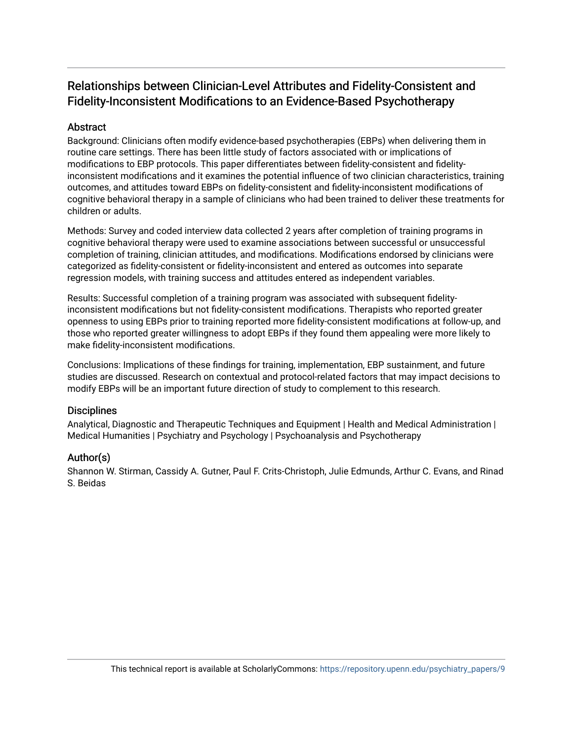# Relationships between Clinician-Level Attributes and Fidelity-Consistent and Fidelity-Inconsistent Modifications to an Evidence-Based Psychotherapy

## Abstract

Background: Clinicians often modify evidence-based psychotherapies (EBPs) when delivering them in routine care settings. There has been little study of factors associated with or implications of modifications to EBP protocols. This paper differentiates between fidelity-consistent and fidelity-inconsistent modifications and it examines the potential influence of two clinician characteristics, training outcomes, and attitudes toward EBPs on fidelity-consistent and fidelity-inconsistent modifications of cognitive behavioral therapy in a sample of clinicians who had been trained to deliver these treatments for children or adults.

Methods: Survey and coded interview data collected 2 years after completion of training programs in cognitive behavioral therapy were used to examine associations between successful or unsuccessful completion of training, clinician attitudes, and modifications. Modifications endorsed by clinicians were categorized as fidelity-consistent or fidelity-inconsistent and entered as outcomes into separate regression models, with training success and attitudes entered as independent variables.

Results: Successful completion of a training program was associated with subsequent fidelity-inconsistent modifications but not fidelity-consistent modifications. Therapists who reported greater openness to using EBPs prior to training reported more fidelity-consistent modifications at follow-up, and those who reported greater willingness to adopt EBPs if they found them appealing were more likely to make fidelity-inconsistent modifications.

Conclusions: Implications of these findings for training, implementation, EBP sustainment, and future studies are discussed. Research on contextual and protocol-related factors that may impact decisions to modify EBPs will be an important future direction of study to complement to this research.

## Disciplines

Analytical, Diagnostic and Therapeutic Techniques and Equipment | Health and Medical Administration | Medical Humanities | Psychiatry and Psychology | Psychoanalysis and Psychotherapy

## Author(s)

Shannon W. Stirman, Cassidy A. Gutner, Paul F. Crits-Christoph, Julie Edmunds, Arthur C. Evans, and Rinad S. Beidas

This technical report is available at ScholarlyCommons: https://repository.upenn.edu/psychiatry_papers/9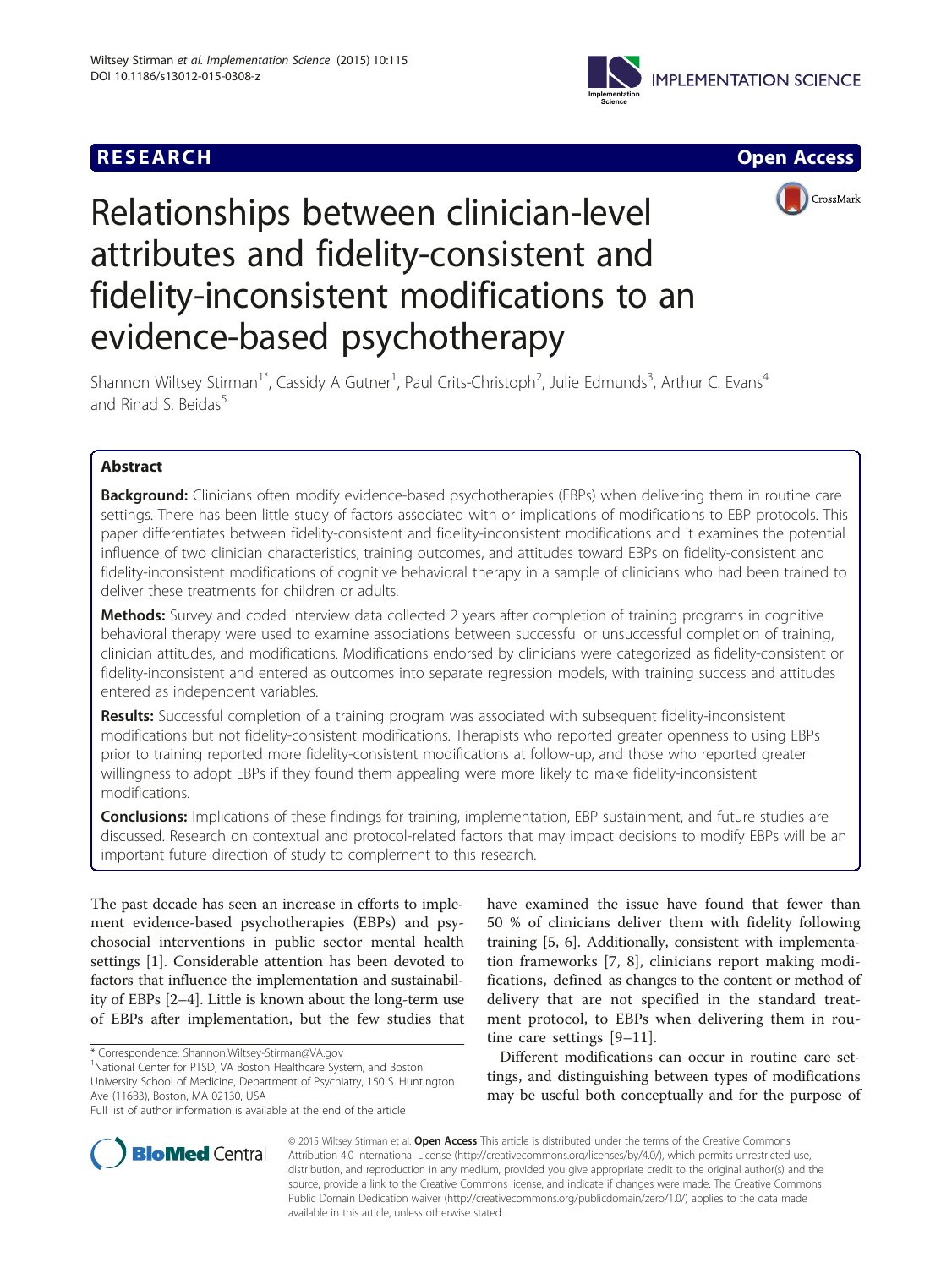Relationships between clinician-level attributes and fidelity-consistent and fidelity-inconsistent modifications to an evidence-based psychotherapy

Shannon Wiltsey Stirman[1*], Cassidy A Gutner[1], Paul Crits-Christoph[2], Julie Edmunds[3], Arthur C. Evans[4] and Rinad S. Beidas[5]

## Abstract

**Background:** Clinicians often modify evidence-based psychotherapies (EBPs) when delivering them in routine care settings. There has been little study of factors associated with or implications of modifications to EBP protocols. This paper differentiates between fidelity-consistent and fidelity-inconsistent modifications and it examines the potential influence of two clinician characteristics, training outcomes, and attitudes toward EBPs on fidelity-consistent and fidelity-inconsistent modifications of cognitive behavioral therapy in a sample of clinicians who had been trained to deliver these treatments for children or adults.

**Methods:** Survey and coded interview data collected 2 years after completion of training programs in cognitive behavioral therapy were used to examine associations between successful or unsuccessful completion of training, clinician attitudes, and modifications. Modifications endorsed by clinicians were categorized as fidelity-consistent or fidelity-inconsistent and entered as outcomes into separate regression models, with training success and attitudes entered as independent variables.

**Results:** Successful completion of a training program was associated with subsequent fidelity-inconsistent modifications but not fidelity-consistent modifications. Therapists who reported greater openness to using EBPs prior to training reported more fidelity-consistent modifications at follow-up, and those who reported greater willingness to adopt EBPs if they found them appealing were more likely to make fidelity-inconsistent modifications.

**Conclusions:** Implications of these findings for training, implementation, EBP sustainment, and future studies are discussed. Research on contextual and protocol-related factors that may impact decisions to modify EBPs will be an important future direction of study to complement to this research.

The past decade has seen an increase in efforts to implement evidence-based psychotherapies (EBPs) and psychosocial interventions in public sector mental health settings [1]. Considerable attention has been devoted to factors that influence the implementation and sustainability of EBPs [2–4]. Little is known about the long-term use of EBPs after implementation, but the few studies that have examined the issue have found that fewer than 50 % of clinicians deliver them with fidelity following training [5, 6]. Additionally, consistent with implementation frameworks [7, 8], clinicians report making modifications, defined as changes to the content or method of delivery that are not specified in the standard treatment protocol, to EBPs when delivering them in routine care settings [9–11].

Different modifications can occur in routine care settings, and distinguishing between types of modifications may be useful both conceptually and for the purpose of

\* Correspondence: Shannon.Wiltsey-Stirman@VA.gov
[1]National Center for PTSD, VA Boston Healthcare System, and Boston University School of Medicine, Department of Psychiatry, 150 S. Huntington Ave (116B3), Boston, MA 02130, USA
Full list of author information is available at the end of the article

© 2015 Wiltsey Stirman et al. **Open Access** This article is distributed under the terms of the Creative Commons Attribution 4.0 International License (http://creativecommons.org/licenses/by/4.0/), which permits unrestricted use, distribution, and reproduction in any medium, provided you give appropriate credit to the original author(s) and the source, provide a link to the Creative Commons license, and indicate if changes were made. The Creative Commons Public Domain Dedication waiver (http://creativecommons.org/publicdomain/zero/1.0/) applies to the data made available in this article, unless otherwise stated.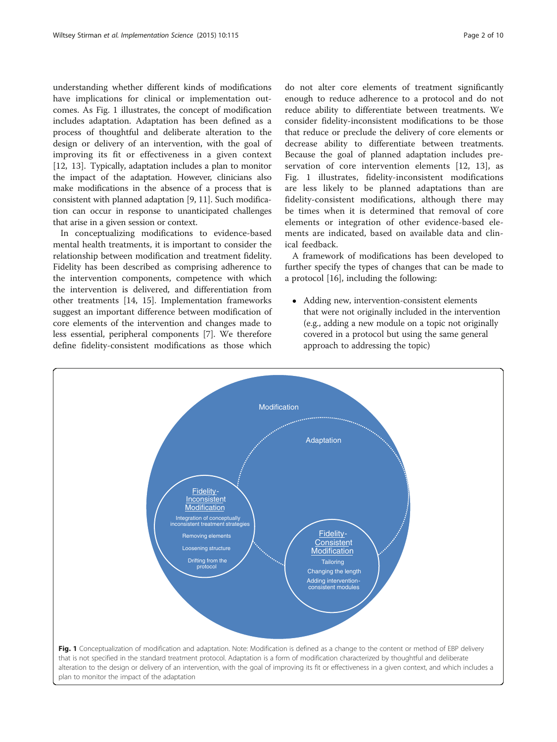understanding whether different kinds of modifications have implications for clinical or implementation outcomes. As Fig. 1 illustrates, the concept of modification includes adaptation. Adaptation has been defined as a process of thoughtful and deliberate alteration to the design or delivery of an intervention, with the goal of improving its fit or effectiveness in a given context [12, 13]. Typically, adaptation includes a plan to monitor the impact of the adaptation. However, clinicians also make modifications in the absence of a process that is consistent with planned adaptation [9, 11]. Such modification can occur in response to unanticipated challenges that arise in a given session or context.

In conceptualizing modifications to evidence-based mental health treatments, it is important to consider the relationship between modification and treatment fidelity. Fidelity has been described as comprising adherence to the intervention components, competence with which the intervention is delivered, and differentiation from other treatments [14, 15]. Implementation frameworks suggest an important difference between modification of core elements of the intervention and changes made to less essential, peripheral components [7]. We therefore define fidelity-consistent modifications as those which do not alter core elements of treatment significantly enough to reduce adherence to a protocol and do not reduce ability to differentiate between treatments. We consider fidelity-inconsistent modifications to be those that reduce or preclude the delivery of core elements or decrease ability to differentiate between treatments. Because the goal of planned adaptation includes preservation of core intervention elements [12, 13], as Fig. 1 illustrates, fidelity-inconsistent modifications are less likely to be planned adaptations than are fidelity-consistent modifications, although there may be times when it is determined that removal of core elements or integration of other evidence-based elements are indicated, based on available data and clinical feedback.

A framework of modifications has been developed to further specify the types of changes that can be made to a protocol [16], including the following:

- Adding new, intervention-consistent elements that were not originally included in the intervention (e.g., adding a new module on a topic not originally covered in a protocol but using the same general approach to addressing the topic)

**Fig. 1** Conceptualization of modification and adaptation. Note: Modification is defined as a change to the content or method of EBP delivery that is not specified in the standard treatment protocol. Adaptation is a form of modification characterized by thoughtful and deliberate alteration to the design or delivery of an intervention, with the goal of improving its fit or effectiveness in a given context, and which includes a plan to monitor the impact of the adaptation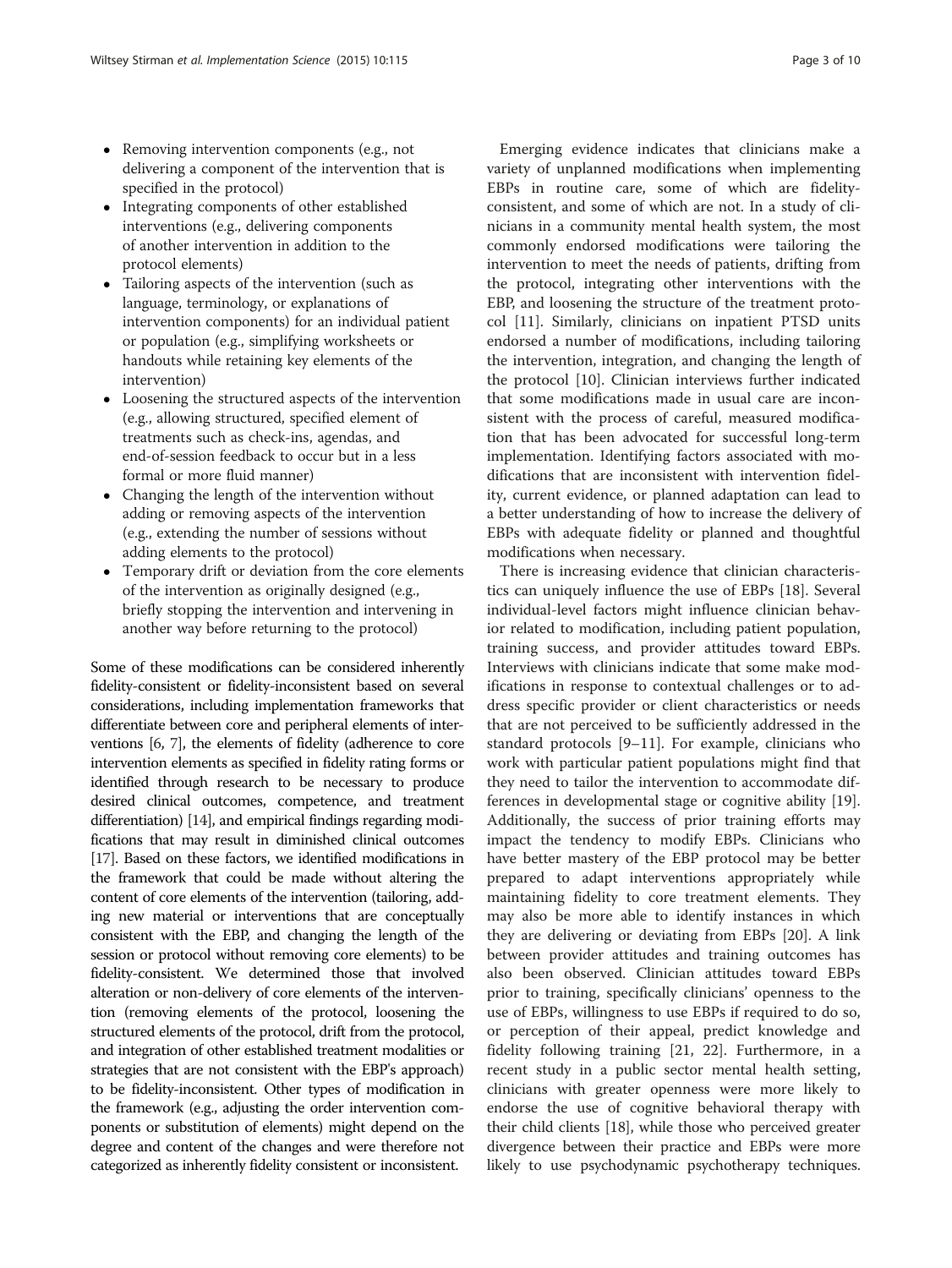- Removing intervention components (e.g., not delivering a component of the intervention that is specified in the protocol)
- Integrating components of other established interventions (e.g., delivering components of another intervention in addition to the protocol elements)
- Tailoring aspects of the intervention (such as language, terminology, or explanations of intervention components) for an individual patient or population (e.g., simplifying worksheets or handouts while retaining key elements of the intervention)
- Loosening the structured aspects of the intervention (e.g., allowing structured, specified element of treatments such as check-ins, agendas, and end-of-session feedback to occur but in a less formal or more fluid manner)
- Changing the length of the intervention without adding or removing aspects of the intervention (e.g., extending the number of sessions without adding elements to the protocol)
- Temporary drift or deviation from the core elements of the intervention as originally designed (e.g., briefly stopping the intervention and intervening in another way before returning to the protocol)

Some of these modifications can be considered inherently fidelity-consistent or fidelity-inconsistent based on several considerations, including implementation frameworks that differentiate between core and peripheral elements of interventions [6, 7], the elements of fidelity (adherence to core intervention elements as specified in fidelity rating forms or identified through research to be necessary to produce desired clinical outcomes, competence, and treatment differentiation) [14], and empirical findings regarding modifications that may result in diminished clinical outcomes [17]. Based on these factors, we identified modifications in the framework that could be made without altering the content of core elements of the intervention (tailoring, adding new material or interventions that are conceptually consistent with the EBP, and changing the length of the session or protocol without removing core elements) to be fidelity-consistent. We determined those that involved alteration or non-delivery of core elements of the intervention (removing elements of the protocol, loosening the structured elements of the protocol, drift from the protocol, and integration of other established treatment modalities or strategies that are not consistent with the EBP's approach) to be fidelity-inconsistent. Other types of modification in the framework (e.g., adjusting the order intervention components or substitution of elements) might depend on the degree and content of the changes and were therefore not categorized as inherently fidelity consistent or inconsistent.

Emerging evidence indicates that clinicians make a variety of unplanned modifications when implementing EBPs in routine care, some of which are fidelity-consistent, and some of which are not. In a study of clinicians in a community mental health system, the most commonly endorsed modifications were tailoring the intervention to meet the needs of patients, drifting from the protocol, integrating other interventions with the EBP, and loosening the structure of the treatment protocol [11]. Similarly, clinicians on inpatient PTSD units endorsed a number of modifications, including tailoring the intervention, integration, and changing the length of the protocol [10]. Clinician interviews further indicated that some modifications made in usual care are inconsistent with the process of careful, measured modification that has been advocated for successful long-term implementation. Identifying factors associated with modifications that are inconsistent with intervention fidelity, current evidence, or planned adaptation can lead to a better understanding of how to increase the delivery of EBPs with adequate fidelity or planned and thoughtful modifications when necessary.

There is increasing evidence that clinician characteristics can uniquely influence the use of EBPs [18]. Several individual-level factors might influence clinician behavior related to modification, including patient population, training success, and provider attitudes toward EBPs. Interviews with clinicians indicate that some make modifications in response to contextual challenges or to address specific provider or client characteristics or needs that are not perceived to be sufficiently addressed in the standard protocols [9–11]. For example, clinicians who work with particular patient populations might find that they need to tailor the intervention to accommodate differences in developmental stage or cognitive ability [19]. Additionally, the success of prior training efforts may impact the tendency to modify EBPs. Clinicians who have better mastery of the EBP protocol may be better prepared to adapt interventions appropriately while maintaining fidelity to core treatment elements. They may also be more able to identify instances in which they are delivering or deviating from EBPs [20]. A link between provider attitudes and training outcomes has also been observed. Clinician attitudes toward EBPs prior to training, specifically clinicians' openness to the use of EBPs, willingness to use EBPs if required to do so, or perception of their appeal, predict knowledge and fidelity following training [21, 22]. Furthermore, in a recent study in a public sector mental health setting, clinicians with greater openness were more likely to endorse the use of cognitive behavioral therapy with their child clients [18], while those who perceived greater divergence between their practice and EBPs were more likely to use psychodynamic psychotherapy techniques.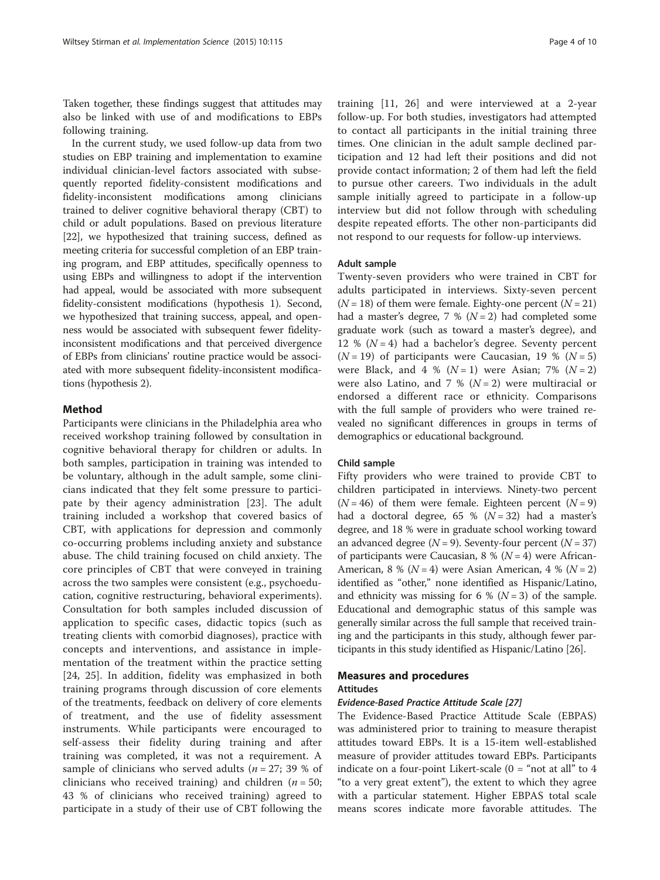Taken together, these findings suggest that attitudes may also be linked with use of and modifications to EBPs following training.

In the current study, we used follow-up data from two studies on EBP training and implementation to examine individual clinician-level factors associated with subsequently reported fidelity-consistent modifications and fidelity-inconsistent modifications among clinicians trained to deliver cognitive behavioral therapy (CBT) to child or adult populations. Based on previous literature [22], we hypothesized that training success, defined as meeting criteria for successful completion of an EBP training program, and EBP attitudes, specifically openness to using EBPs and willingness to adopt if the intervention had appeal, would be associated with more subsequent fidelity-consistent modifications (hypothesis 1). Second, we hypothesized that training success, appeal, and openness would be associated with subsequent fewer fidelity-inconsistent modifications and that perceived divergence of EBPs from clinicians' routine practice would be associated with more subsequent fidelity-inconsistent modifications (hypothesis 2).

## Method

Participants were clinicians in the Philadelphia area who received workshop training followed by consultation in cognitive behavioral therapy for children or adults. In both samples, participation in training was intended to be voluntary, although in the adult sample, some clinicians indicated that they felt some pressure to participate by their agency administration [23]. The adult training included a workshop that covered basics of CBT, with applications for depression and commonly co-occurring problems including anxiety and substance abuse. The child training focused on child anxiety. The core principles of CBT that were conveyed in training across the two samples were consistent (e.g., psychoeducation, cognitive restructuring, behavioral experiments). Consultation for both samples included discussion of application to specific cases, didactic topics (such as treating clients with comorbid diagnoses), practice with concepts and interventions, and assistance in implementation of the treatment within the practice setting [24, 25]. In addition, fidelity was emphasized in both training programs through discussion of core elements of the treatments, feedback on delivery of core elements of treatment, and the use of fidelity assessment instruments. While participants were encouraged to self-assess their fidelity during training and after training was completed, it was not a requirement. A sample of clinicians who served adults ($n = 27$; 39 % of clinicians who received training) and children ($n = 50$; 43 % of clinicians who received training) agreed to participate in a study of their use of CBT following the training [11, 26] and were interviewed at a 2-year follow-up. For both studies, investigators had attempted to contact all participants in the initial training three times. One clinician in the adult sample declined participation and 12 had left their positions and did not provide contact information; 2 of them had left the field to pursue other careers. Two individuals in the adult sample initially agreed to participate in a follow-up interview but did not follow through with scheduling despite repeated efforts. The other non-participants did not respond to our requests for follow-up interviews.

### Adult sample

Twenty-seven providers who were trained in CBT for adults participated in interviews. Sixty-seven percent ($N = 18$) of them were female. Eighty-one percent ($N = 21$) had a master's degree, 7 % ($N = 2$) had completed some graduate work (such as toward a master's degree), and 12 % ($N = 4$) had a bachelor's degree. Seventy percent ($N = 19$) of participants were Caucasian, 19 % ($N = 5$) were Black, and 4 % ($N = 1$) were Asian; 7% ($N = 2$) were also Latino, and 7 % ($N = 2$) were multiracial or endorsed a different race or ethnicity. Comparisons with the full sample of providers who were trained revealed no significant differences in groups in terms of demographics or educational background.

### Child sample

Fifty providers who were trained to provide CBT to children participated in interviews. Ninety-two percent ($N = 46$) of them were female. Eighteen percent ($N = 9$) had a doctoral degree, 65 % ($N = 32$) had a master's degree, and 18 % were in graduate school working toward an advanced degree ($N = 9$). Seventy-four percent ($N = 37$) of participants were Caucasian, 8 % ($N = 4$) were African-American, 8 % ($N = 4$) were Asian American, 4 % ($N = 2$) identified as "other," none identified as Hispanic/Latino, and ethnicity was missing for 6 % ($N = 3$) of the sample. Educational and demographic status of this sample was generally similar across the full sample that received training and the participants in this study, although fewer participants in this study identified as Hispanic/Latino [26].

## Measures and procedures

### Attitudes

#### *Evidence-Based Practice Attitude Scale [27]*

The Evidence-Based Practice Attitude Scale (EBPAS) was administered prior to training to measure therapist attitudes toward EBPs. It is a 15-item well-established measure of provider attitudes toward EBPs. Participants indicate on a four-point Likert-scale (0 = "not at all" to 4 "to a very great extent"), the extent to which they agree with a particular statement. Higher EBPAS total scale means scores indicate more favorable attitudes. The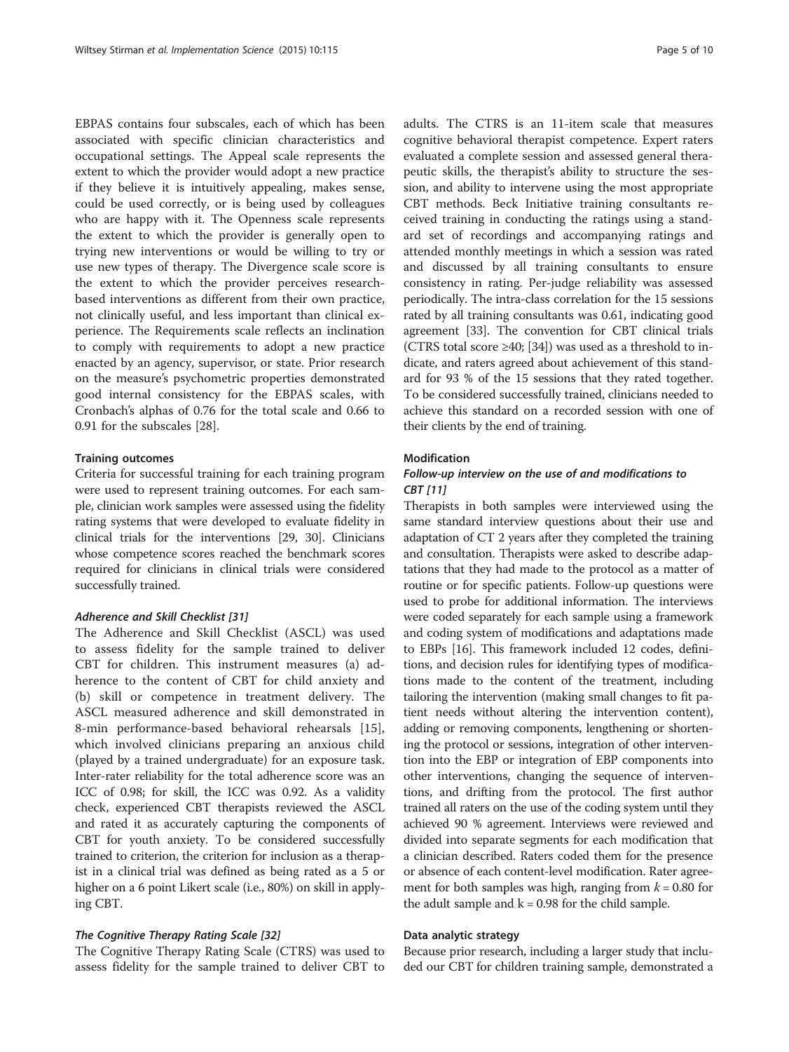EBPAS contains four subscales, each of which has been associated with specific clinician characteristics and occupational settings. The Appeal scale represents the extent to which the provider would adopt a new practice if they believe it is intuitively appealing, makes sense, could be used correctly, or is being used by colleagues who are happy with it. The Openness scale represents the extent to which the provider is generally open to trying new interventions or would be willing to try or use new types of therapy. The Divergence scale score is the extent to which the provider perceives research-based interventions as different from their own practice, not clinically useful, and less important than clinical experience. The Requirements scale reflects an inclination to comply with requirements to adopt a new practice enacted by an agency, supervisor, or state. Prior research on the measure's psychometric properties demonstrated good internal consistency for the EBPAS scales, with Cronbach's alphas of 0.76 for the total scale and 0.66 to 0.91 for the subscales [28].

#### Training outcomes

Criteria for successful training for each training program were used to represent training outcomes. For each sample, clinician work samples were assessed using the fidelity rating systems that were developed to evaluate fidelity in clinical trials for the interventions [29, 30]. Clinicians whose competence scores reached the benchmark scores required for clinicians in clinical trials were considered successfully trained.

##### *Adherence and Skill Checklist [31]*

The Adherence and Skill Checklist (ASCL) was used to assess fidelity for the sample trained to deliver CBT for children. This instrument measures (a) adherence to the content of CBT for child anxiety and (b) skill or competence in treatment delivery. The ASCL measured adherence and skill demonstrated in 8-min performance-based behavioral rehearsals [15], which involved clinicians preparing an anxious child (played by a trained undergraduate) for an exposure task. Inter-rater reliability for the total adherence score was an ICC of 0.98; for skill, the ICC was 0.92. As a validity check, experienced CBT therapists reviewed the ASCL and rated it as accurately capturing the components of CBT for youth anxiety. To be considered successfully trained to criterion, the criterion for inclusion as a therapist in a clinical trial was defined as being rated as a 5 or higher on a 6 point Likert scale (i.e., 80%) on skill in applying CBT.

##### *The Cognitive Therapy Rating Scale [32]*

The Cognitive Therapy Rating Scale (CTRS) was used to assess fidelity for the sample trained to deliver CBT to adults. The CTRS is an 11-item scale that measures cognitive behavioral therapist competence. Expert raters evaluated a complete session and assessed general therapeutic skills, the therapist's ability to structure the session, and ability to intervene using the most appropriate CBT methods. Beck Initiative training consultants received training in conducting the ratings using a standard set of recordings and accompanying ratings and attended monthly meetings in which a session was rated and discussed by all training consultants to ensure consistency in rating. Per-judge reliability was assessed periodically. The intra-class correlation for the 15 sessions rated by all training consultants was 0.61, indicating good agreement [33]. The convention for CBT clinical trials (CTRS total score ≥40; [34]) was used as a threshold to indicate, and raters agreed about achievement of this standard for 93 % of the 15 sessions that they rated together. To be considered successfully trained, clinicians needed to achieve this standard on a recorded session with one of their clients by the end of training.

#### Modification

##### *Follow-up interview on the use of and modifications to CBT [11]*

Therapists in both samples were interviewed using the same standard interview questions about their use and adaptation of CT 2 years after they completed the training and consultation. Therapists were asked to describe adaptations that they had made to the protocol as a matter of routine or for specific patients. Follow-up questions were used to probe for additional information. The interviews were coded separately for each sample using a framework and coding system of modifications and adaptations made to EBPs [16]. This framework included 12 codes, definitions, and decision rules for identifying types of modifications made to the content of the treatment, including tailoring the intervention (making small changes to fit patient needs without altering the intervention content), adding or removing components, lengthening or shortening the protocol or sessions, integration of other intervention into the EBP or integration of EBP components into other interventions, changing the sequence of interventions, and drifting from the protocol. The first author trained all raters on the use of the coding system until they achieved 90 % agreement. Interviews were reviewed and divided into separate segments for each modification that a clinician described. Raters coded them for the presence or absence of each content-level modification. Rater agreement for both samples was high, ranging from $k = 0.80$ for the adult sample and $k = 0.98$ for the child sample.

#### Data analytic strategy

Because prior research, including a larger study that included our CBT for children training sample, demonstrated a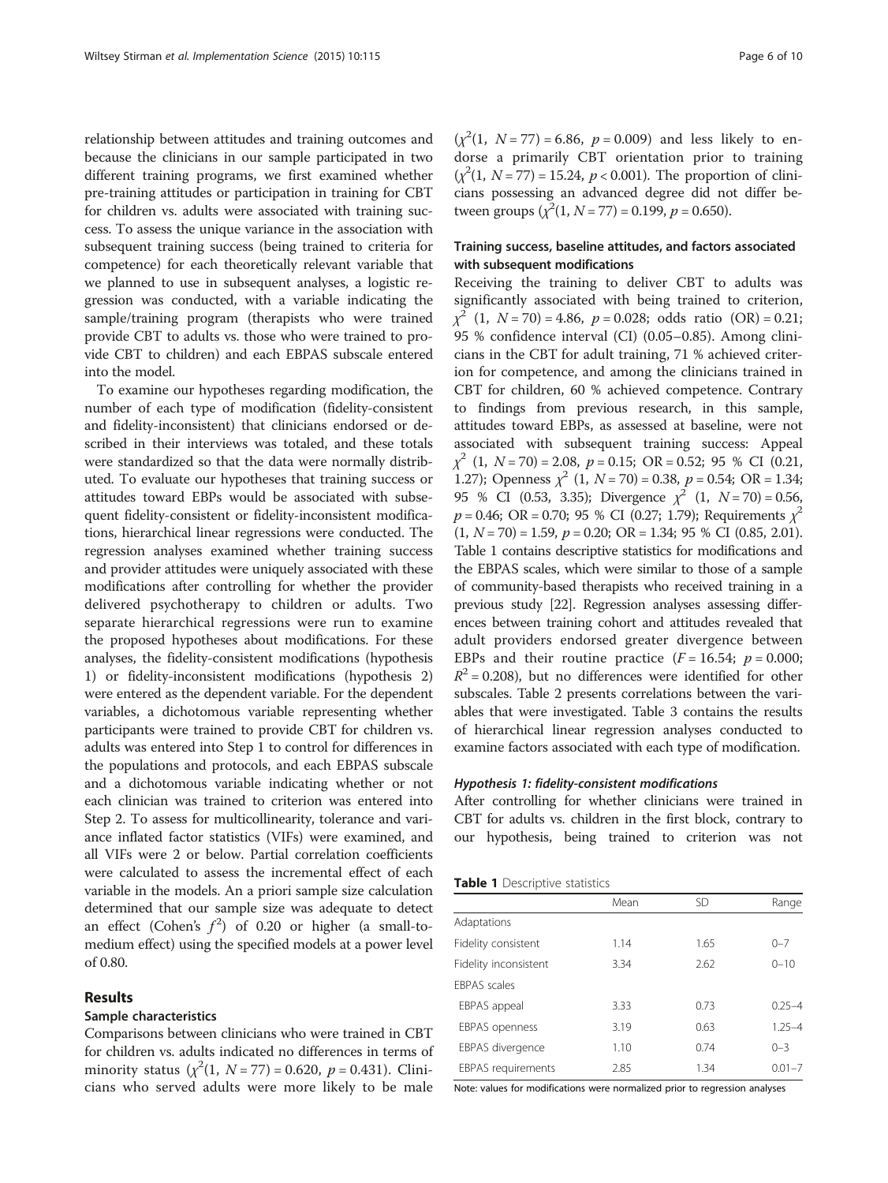relationship between attitudes and training outcomes and because the clinicians in our sample participated in two different training programs, we first examined whether pre-training attitudes or participation in training for CBT for children vs. adults were associated with training success. To assess the unique variance in the association with subsequent training success (being trained to criteria for competence) for each theoretically relevant variable that we planned to use in subsequent analyses, a logistic regression was conducted, with a variable indicating the sample/training program (therapists who were trained provide CBT to adults vs. those who were trained to provide CBT to children) and each EBPAS subscale entered into the model.

To examine our hypotheses regarding modification, the number of each type of modification (fidelity-consistent and fidelity-inconsistent) that clinicians endorsed or described in their interviews was totaled, and these totals were standardized so that the data were normally distributed. To evaluate our hypotheses that training success or attitudes toward EBPs would be associated with subsequent fidelity-consistent or fidelity-inconsistent modifications, hierarchical linear regressions were conducted. The regression analyses examined whether training success and provider attitudes were uniquely associated with these modifications after controlling for whether the provider delivered psychotherapy to children or adults. Two separate hierarchical regressions were run to examine the proposed hypotheses about modifications. For these analyses, the fidelity-consistent modifications (hypothesis 1) or fidelity-inconsistent modifications (hypothesis 2) were entered as the dependent variable. For the dependent variables, a dichotomous variable representing whether participants were trained to provide CBT for children vs. adults was entered into Step 1 to control for differences in the populations and protocols, and each EBPAS subscale and a dichotomous variable indicating whether or not each clinician was trained to criterion was entered into Step 2. To assess for multicollinearity, tolerance and variance inflated factor statistics (VIFs) were examined, and all VIFs were 2 or below. Partial correlation coefficients were calculated to assess the incremental effect of each variable in the models. An a priori sample size calculation determined that our sample size was adequate to detect an effect (Cohen's $f^2$) of 0.20 or higher (a small-to-medium effect) using the specified models at a power level of 0.80.

## Results

### Sample characteristics

Comparisons between clinicians who were trained in CBT for children vs. adults indicated no differences in terms of minority status ($\chi^2(1, N = 77) = 0.620$, $p = 0.431$). Clinicians who served adults were more likely to be male ($\chi^2(1, N = 77) = 6.86$, $p = 0.009$) and less likely to endorse a primarily CBT orientation prior to training ($\chi^2(1, N = 77) = 15.24$, $p < 0.001$). The proportion of clinicians possessing an advanced degree did not differ between groups ($\chi^2(1, N = 77) = 0.199$, $p = 0.650$).

### Training success, baseline attitudes, and factors associated with subsequent modifications

Receiving the training to deliver CBT to adults was significantly associated with being trained to criterion, $\chi^2$ $(1,\ N = 70) = 4.86$, $p = 0.028$; odds ratio (OR) = 0.21; 95 % confidence interval (CI) (0.05–0.85). Among clinicians in the CBT for adult training, 71 % achieved criterion for competence, and among the clinicians trained in CBT for children, 60 % achieved competence. Contrary to findings from previous research, in this sample, attitudes toward EBPs, as assessed at baseline, were not associated with subsequent training success: Appeal $\chi^2$ $(1,\ N = 70) = 2.08$, $p = 0.15$; OR = 0.52; 95 % CI (0.21, 1.27); Openness $\chi^2$ $(1,\ N = 70) = 0.38$, $p = 0.54$; OR = 1.34; 95 % CI (0.53, 3.35); Divergence $\chi^2$ $(1,\ N = 70) = 0.56$, $p = 0.46$; OR = 0.70; 95 % CI (0.27; 1.79); Requirements $\chi^2$ $(1, N = 70) = 1.59$, $p = 0.20$; OR = 1.34; 95 % CI (0.85, 2.01). Table 1 contains descriptive statistics for modifications and the EBPAS scales, which were similar to those of a sample of community-based therapists who received training in a previous study [22]. Regression analyses assessing differences between training cohort and attitudes revealed that adult providers endorsed greater divergence between EBPs and their routine practice ($F = 16.54$; $p = 0.000$; $R^2 = 0.208$), but no differences were identified for other subscales. Table 2 presents correlations between the variables that were investigated. Table 3 contains the results of hierarchical linear regression analyses conducted to examine factors associated with each type of modification.

#### *Hypothesis 1: fidelity-consistent modifications*

After controlling for whether clinicians were trained in CBT for adults vs. children in the first block, contrary to our hypothesis, being trained to criterion was not

**Table 1** Descriptive statistics

| | Mean | SD | Range |
|---|---|---|---|
| Adaptations | | | |
| Fidelity consistent | 1.14 | 1.65 | 0–7 |
| Fidelity inconsistent | 3.34 | 2.62 | 0–10 |
| EBPAS scales | | | |
| EBPAS appeal | 3.33 | 0.73 | 0.25–4 |
| EBPAS openness | 3.19 | 0.63 | 1.25–4 |
| EBPAS divergence | 1.10 | 0.74 | 0–3 |
| EBPAS requirements | 2.85 | 1.34 | 0.01–7 |

Note: values for modifications were normalized prior to regression analyses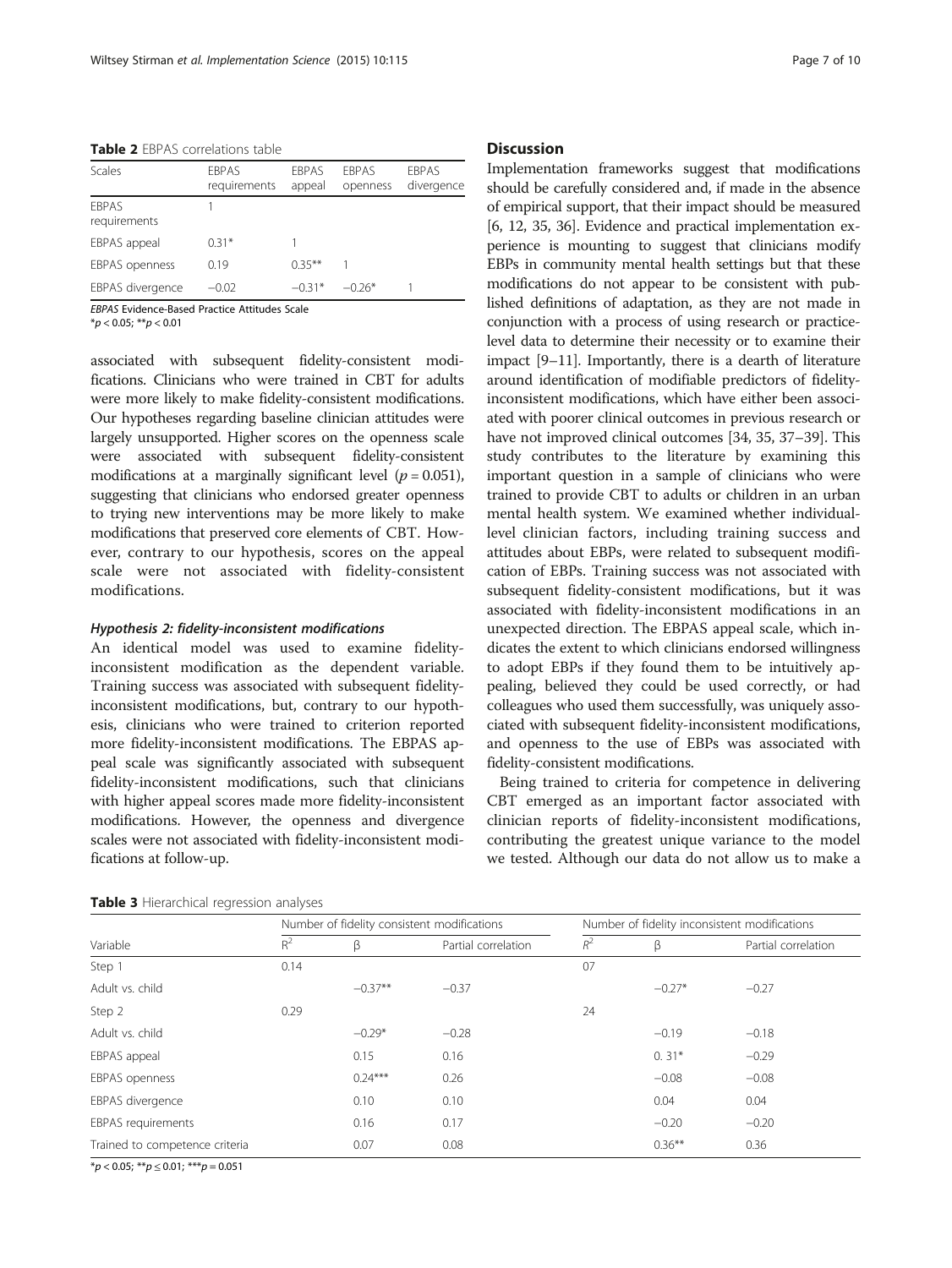**Table 2** EBPAS correlations table

| Scales | EBPAS requirements | EBPAS appeal | EBPAS openness | EBPAS divergence |
|---|---|---|---|---|
| EBPAS requirements | 1 | | | |
| EBPAS appeal | 0.31* | 1 | | |
| EBPAS openness | 0.19 | 0.35** | 1 | |
| EBPAS divergence | −0.02 | −0.31* | −0.26* | 1 |

*EBPAS* Evidence-Based Practice Attitudes Scale

*$p < 0.05$; **$p < 0.01$

associated with subsequent fidelity-consistent modifications. Clinicians who were trained in CBT for adults were more likely to make fidelity-consistent modifications. Our hypotheses regarding baseline clinician attitudes were largely unsupported. Higher scores on the openness scale were associated with subsequent fidelity-consistent modifications at a marginally significant level ($p = 0.051$), suggesting that clinicians who endorsed greater openness to trying new interventions may be more likely to make modifications that preserved core elements of CBT. However, contrary to our hypothesis, scores on the appeal scale were not associated with fidelity-consistent modifications.

#### *Hypothesis 2: fidelity-inconsistent modifications*

An identical model was used to examine fidelity-inconsistent modification as the dependent variable. Training success was associated with subsequent fidelity-inconsistent modifications, but, contrary to our hypothesis, clinicians who were trained to criterion reported more fidelity-inconsistent modifications. The EBPAS appeal scale was significantly associated with subsequent fidelity-inconsistent modifications, such that clinicians with higher appeal scores made more fidelity-inconsistent modifications. However, the openness and divergence scales were not associated with fidelity-inconsistent modifications at follow-up.

## Discussion

Implementation frameworks suggest that modifications should be carefully considered and, if made in the absence of empirical support, that their impact should be measured [6, 12, 35, 36]. Evidence and practical implementation experience is mounting to suggest that clinicians modify EBPs in community mental health settings but that these modifications do not appear to be consistent with published definitions of adaptation, as they are not made in conjunction with a process of using research or practice-level data to determine their necessity or to examine their impact [9–11]. Importantly, there is a dearth of literature around identification of modifiable predictors of fidelity-inconsistent modifications, which have either been associated with poorer clinical outcomes in previous research or have not improved clinical outcomes [34, 35, 37–39]. This study contributes to the literature by examining this important question in a sample of clinicians who were trained to provide CBT to adults or children in an urban mental health system. We examined whether individual-level clinician factors, including training success and attitudes about EBPs, were related to subsequent modification of EBPs. Training success was not associated with subsequent fidelity-consistent modifications, but it was associated with fidelity-inconsistent modifications in an unexpected direction. The EBPAS appeal scale, which indicates the extent to which clinicians endorsed willingness to adopt EBPs if they found them to be intuitively appealing, believed they could be used correctly, or had colleagues who used them successfully, was uniquely associated with subsequent fidelity-inconsistent modifications, and openness to the use of EBPs was associated with fidelity-consistent modifications.

Being trained to criteria for competence in delivering CBT emerged as an important factor associated with clinician reports of fidelity-inconsistent modifications, contributing the greatest unique variance to the model we tested. Although our data do not allow us to make a

**Table 3** Hierarchical regression analyses

| | Number of fidelity consistent modifications | | | Number of fidelity inconsistent modifications | | |
|---|---|---|---|---|---|---|
| Variable | $R^2$ | β | Partial correlation | $R^2$ | β | Partial correlation |
| Step 1 | 0.14 | | | 07 | | |
| Adult vs. child | | −0.37** | −0.37 | | −0.27* | −0.27 |
| Step 2 | 0.29 | | | 24 | | |
| Adult vs. child | | −0.29* | −0.28 | | −0.19 | −0.18 |
| EBPAS appeal | | 0.15 | 0.16 | | 0. 31* | −0.29 |
| EBPAS openness | | 0.24*** | 0.26 | | −0.08 | −0.08 |
| EBPAS divergence | | 0.10 | 0.10 | | 0.04 | 0.04 |
| EBPAS requirements | | 0.16 | 0.17 | | −0.20 | −0.20 |
| Trained to competence criteria | | 0.07 | 0.08 | | 0.36** | 0.36 |

*$p < 0.05$; **$p \leq 0.01$; ***$p = 0.051$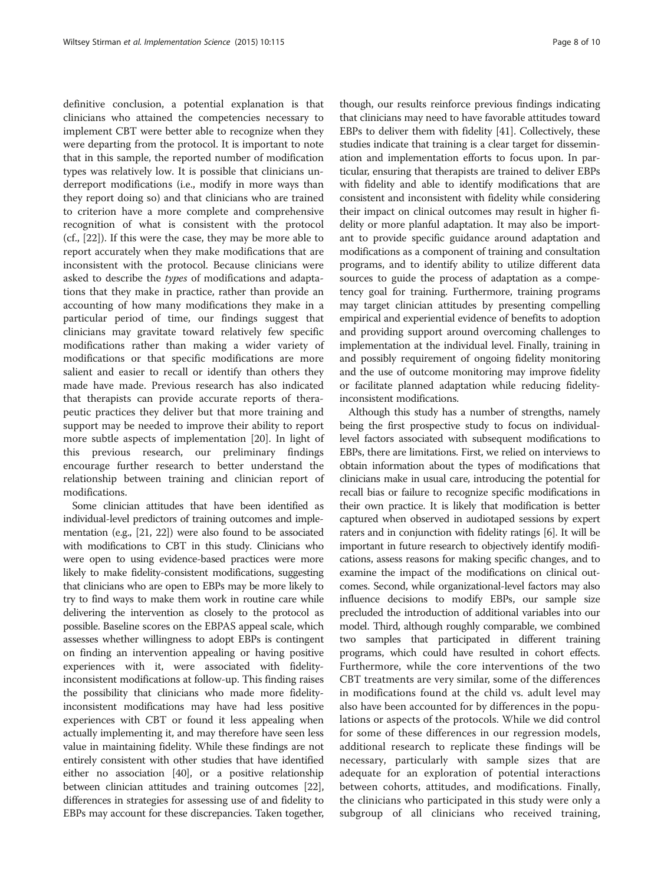definitive conclusion, a potential explanation is that clinicians who attained the competencies necessary to implement CBT were better able to recognize when they were departing from the protocol. It is important to note that in this sample, the reported number of modification types was relatively low. It is possible that clinicians underreport modifications (i.e., modify in more ways than they report doing so) and that clinicians who are trained to criterion have a more complete and comprehensive recognition of what is consistent with the protocol (cf., [22]). If this were the case, they may be more able to report accurately when they make modifications that are inconsistent with the protocol. Because clinicians were asked to describe the *types* of modifications and adaptations that they make in practice, rather than provide an accounting of how many modifications they make in a particular period of time, our findings suggest that clinicians may gravitate toward relatively few specific modifications rather than making a wider variety of modifications or that specific modifications are more salient and easier to recall or identify than others they made have made. Previous research has also indicated that therapists can provide accurate reports of therapeutic practices they deliver but that more training and support may be needed to improve their ability to report more subtle aspects of implementation [20]. In light of this previous research, our preliminary findings encourage further research to better understand the relationship between training and clinician report of modifications.

Some clinician attitudes that have been identified as individual-level predictors of training outcomes and implementation (e.g., [21, 22]) were also found to be associated with modifications to CBT in this study. Clinicians who were open to using evidence-based practices were more likely to make fidelity-consistent modifications, suggesting that clinicians who are open to EBPs may be more likely to try to find ways to make them work in routine care while delivering the intervention as closely to the protocol as possible. Baseline scores on the EBPAS appeal scale, which assesses whether willingness to adopt EBPs is contingent on finding an intervention appealing or having positive experiences with it, were associated with fidelity-inconsistent modifications at follow-up. This finding raises the possibility that clinicians who made more fidelity-inconsistent modifications may have had less positive experiences with CBT or found it less appealing when actually implementing it, and may therefore have seen less value in maintaining fidelity. While these findings are not entirely consistent with other studies that have identified either no association [40], or a positive relationship between clinician attitudes and training outcomes [22], differences in strategies for assessing use of and fidelity to EBPs may account for these discrepancies. Taken together, though, our results reinforce previous findings indicating that clinicians may need to have favorable attitudes toward EBPs to deliver them with fidelity [41]. Collectively, these studies indicate that training is a clear target for dissemination and implementation efforts to focus upon. In particular, ensuring that therapists are trained to deliver EBPs with fidelity and able to identify modifications that are consistent and inconsistent with fidelity while considering their impact on clinical outcomes may result in higher fidelity or more planful adaptation. It may also be important to provide specific guidance around adaptation and modifications as a component of training and consultation programs, and to identify ability to utilize different data sources to guide the process of adaptation as a competency goal for training. Furthermore, training programs may target clinician attitudes by presenting compelling empirical and experiential evidence of benefits to adoption and providing support around overcoming challenges to implementation at the individual level. Finally, training in and possibly requirement of ongoing fidelity monitoring and the use of outcome monitoring may improve fidelity or facilitate planned adaptation while reducing fidelity-inconsistent modifications.

Although this study has a number of strengths, namely being the first prospective study to focus on individual-level factors associated with subsequent modifications to EBPs, there are limitations. First, we relied on interviews to obtain information about the types of modifications that clinicians make in usual care, introducing the potential for recall bias or failure to recognize specific modifications in their own practice. It is likely that modification is better captured when observed in audiotaped sessions by expert raters and in conjunction with fidelity ratings [6]. It will be important in future research to objectively identify modifications, assess reasons for making specific changes, and to examine the impact of the modifications on clinical outcomes. Second, while organizational-level factors may also influence decisions to modify EBPs, our sample size precluded the introduction of additional variables into our model. Third, although roughly comparable, we combined two samples that participated in different training programs, which could have resulted in cohort effects. Furthermore, while the core interventions of the two CBT treatments are very similar, some of the differences in modifications found at the child vs. adult level may also have been accounted for by differences in the populations or aspects of the protocols. While we did control for some of these differences in our regression models, additional research to replicate these findings will be necessary, particularly with sample sizes that are adequate for an exploration of potential interactions between cohorts, attitudes, and modifications. Finally, the clinicians who participated in this study were only a subgroup of all clinicians who received training,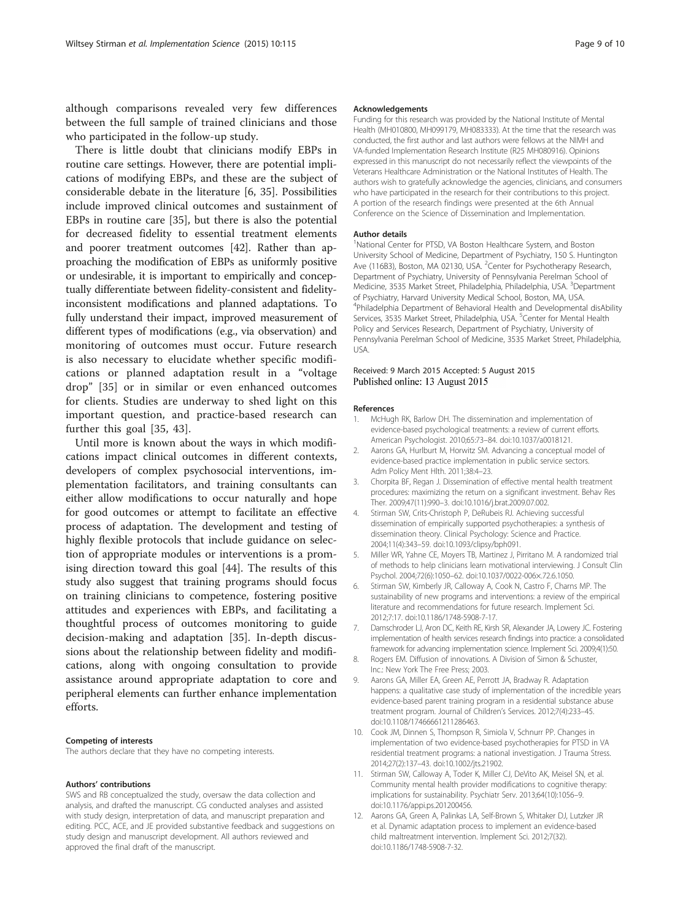although comparisons revealed very few differences between the full sample of trained clinicians and those who participated in the follow-up study.

There is little doubt that clinicians modify EBPs in routine care settings. However, there are potential implications of modifying EBPs, and these are the subject of considerable debate in the literature [6, 35]. Possibilities include improved clinical outcomes and sustainment of EBPs in routine care [35], but there is also the potential for decreased fidelity to essential treatment elements and poorer treatment outcomes [42]. Rather than approaching the modification of EBPs as uniformly positive or undesirable, it is important to empirically and conceptually differentiate between fidelity-consistent and fidelity-inconsistent modifications and planned adaptations. To fully understand their impact, improved measurement of different types of modifications (e.g., via observation) and monitoring of outcomes must occur. Future research is also necessary to elucidate whether specific modifications or planned adaptation result in a "voltage drop" [35] or in similar or even enhanced outcomes for clients. Studies are underway to shed light on this important question, and practice-based research can further this goal [35, 43].

Until more is known about the ways in which modifications impact clinical outcomes in different contexts, developers of complex psychosocial interventions, implementation facilitators, and training consultants can either allow modifications to occur naturally and hope for good outcomes or attempt to facilitate an effective process of adaptation. The development and testing of highly flexible protocols that include guidance on selection of appropriate modules or interventions is a promising direction toward this goal [44]. The results of this study also suggest that training programs should focus on training clinicians to competence, fostering positive attitudes and experiences with EBPs, and facilitating a thoughtful process of outcomes monitoring to guide decision-making and adaptation [35]. In-depth discussions about the relationship between fidelity and modifications, along with ongoing consultation to provide assistance around appropriate adaptation to core and peripheral elements can further enhance implementation efforts.

#### Competing of interests

The authors declare that they have no competing interests.

#### Authors' contributions

SWS and RB conceptualized the study, oversaw the data collection and analysis, and drafted the manuscript. CG conducted analyses and assisted with study design, interpretation of data, and manuscript preparation and editing. PCC, ACE, and JE provided substantive feedback and suggestions on study design and manuscript development. All authors reviewed and approved the final draft of the manuscript.

#### Acknowledgements

Funding for this research was provided by the National Institute of Mental Health (MH010800, MH099179, MH083333). At the time that the research was conducted, the first author and last authors were fellows at the NIMH and VA-funded Implementation Research Institute (R25 MH080916). Opinions expressed in this manuscript do not necessarily reflect the viewpoints of the Veterans Healthcare Administration or the National Institutes of Health. The authors wish to gratefully acknowledge the agencies, clinicians, and consumers who have participated in the research for their contributions to this project. A portion of the research findings were presented at the 6th Annual Conference on the Science of Dissemination and Implementation.

#### Author details

[1]National Center for PTSD, VA Boston Healthcare System, and Boston University School of Medicine, Department of Psychiatry, 150 S. Huntington Ave (116B3), Boston, MA 02130, USA. [2]Center for Psychotherapy Research, Department of Psychiatry, University of Pennsylvania Perelman School of Medicine, 3535 Market Street, Philadelphia, Philadelphia, USA. [3]Department of Psychiatry, Harvard University Medical School, Boston, MA, USA. [4]Philadelphia Department of Behavioral Health and Developmental disAbility Services, 3535 Market Street, Philadelphia, USA. [5]Center for Mental Health Policy and Services Research, Department of Psychiatry, University of Pennsylvania Perelman School of Medicine, 3535 Market Street, Philadelphia, USA.

Received: 9 March 2015 Accepted: 5 August 2015
Published online: 13 August 2015

#### References

1. McHugh RK, Barlow DH. The dissemination and implementation of evidence-based psychological treatments: a review of current efforts. American Psychologist. 2010;65:73–84. doi:10.1037/a0018121.
2. Aarons GA, Hurlburt M, Horwitz SM. Advancing a conceptual model of evidence-based practice implementation in public service sectors. Adm Policy Ment Hlth. 2011;38:4–23.
3. Chorpita BF, Regan J. Dissemination of effective mental health treatment procedures: maximizing the return on a significant investment. Behav Res Ther. 2009;47(11):990–3. doi:10.1016/j.brat.2009.07.002.
4. Stirman SW, Crits-Christoph P, DeRubeis RJ. Achieving successful dissemination of empirically supported psychotherapies: a synthesis of dissemination theory. Clinical Psychology: Science and Practice. 2004;11(4):343–59. doi:10.1093/clipsy/bph091.
5. Miller WR, Yahne CE, Moyers TB, Martinez J, Pirritano M. A randomized trial of methods to help clinicians learn motivational interviewing. J Consult Clin Psychol. 2004;72(6):1050–62. doi:10.1037/0022-006×.72.6.1050.
6. Stirman SW, Kimberly JR, Calloway A, Cook N, Castro F, Charns MP. The sustainability of new programs and interventions: a review of the empirical literature and recommendations for future research. Implement Sci. 2012;7:17. doi:10.1186/1748-5908-7-17.
7. Damschroder LJ, Aron DC, Keith RE, Kirsh SR, Alexander JA, Lowery JC. Fostering implementation of health services research findings into practice: a consolidated framework for advancing implementation science. Implement Sci. 2009;4(1):50.
8. Rogers EM. Diffusion of innovations. A Division of Simon & Schuster, Inc.: New York The Free Press; 2003.
9. Aarons GA, Miller EA, Green AE, Perrott JA, Bradway R. Adaptation happens: a qualitative case study of implementation of the incredible years evidence-based parent training program in a residential substance abuse treatment program. Journal of Children's Services. 2012;7(4):233–45. doi:10.1108/17466661211286463.
10. Cook JM, Dinnen S, Thompson R, Simiola V, Schnurr PP. Changes in implementation of two evidence-based psychotherapies for PTSD in VA residential treatment programs: a national investigation. J Trauma Stress. 2014;27(2):137–43. doi:10.1002/jts.21902.
11. Stirman SW, Calloway A, Toder K, Miller CJ, DeVito AK, Meisel SN, et al. Community mental health provider modifications to cognitive therapy: implications for sustainability. Psychiatr Serv. 2013;64(10):1056–9. doi:10.1176/appi.ps.201200456.
12. Aarons GA, Green A, Palinkas LA, Self-Brown S, Whitaker DJ, Lutzker JR et al. Dynamic adaptation process to implement an evidence-based child maltreatment intervention. Implement Sci. 2012;7(32). doi:10.1186/1748-5908-7-32.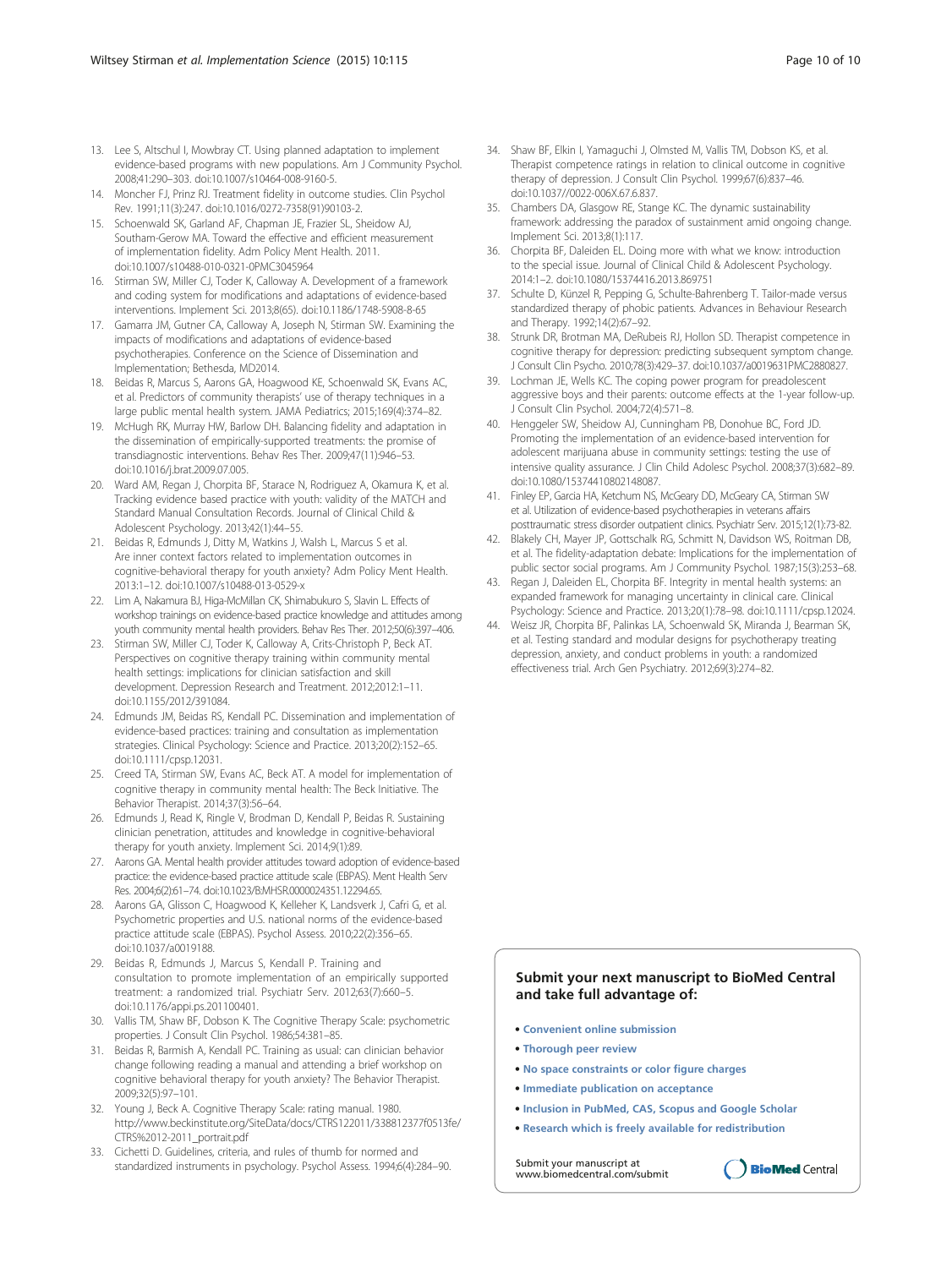13. Lee S, Altschul I, Mowbray CT. Using planned adaptation to implement evidence-based programs with new populations. Am J Community Psychol. 2008;41:290–303. doi:10.1007/s10464-008-9160-5.
14. Moncher FJ, Prinz RJ. Treatment fidelity in outcome studies. Clin Psychol Rev. 1991;11(3):247. doi:10.1016/0272-7358(91)90103-2.
15. Schoenwald SK, Garland AF, Chapman JE, Frazier SL, Sheidow AJ, Southam-Gerow MA. Toward the effective and efficient measurement of implementation fidelity. Adm Policy Ment Health. 2011. doi:10.1007/s10488-010-0321-0PMC3045964
16. Stirman SW, Miller CJ, Toder K, Calloway A. Development of a framework and coding system for modifications and adaptations of evidence-based interventions. Implement Sci. 2013;8(65). doi:10.1186/1748-5908-8-65
17. Gamarra JM, Gutner CA, Calloway A, Joseph N, Stirman SW. Examining the impacts of modifications and adaptations of evidence-based psychotherapies. Conference on the Science of Dissemination and Implementation; Bethesda, MD2014.
18. Beidas R, Marcus S, Aarons GA, Hoagwood KE, Schoenwald SK, Evans AC, et al. Predictors of community therapists' use of therapy techniques in a large public mental health system. JAMA Pediatrics; 2015;169(4):374–82.
19. McHugh RK, Murray HW, Barlow DH. Balancing fidelity and adaptation in the dissemination of empirically-supported treatments: the promise of transdiagnostic interventions. Behav Res Ther. 2009;47(11):946–53. doi:10.1016/j.brat.2009.07.005.
20. Ward AM, Regan J, Chorpita BF, Starace N, Rodriguez A, Okamura K, et al. Tracking evidence based practice with youth: validity of the MATCH and Standard Manual Consultation Records. Journal of Clinical Child & Adolescent Psychology. 2013;42(1):44–55.
21. Beidas R, Edmunds J, Ditty M, Watkins J, Walsh L, Marcus S et al. Are inner context factors related to implementation outcomes in cognitive-behavioral therapy for youth anxiety? Adm Policy Ment Health. 2013:1–12. doi:10.1007/s10488-013-0529-x
22. Lim A, Nakamura BJ, Higa-McMillan CK, Shimabukuro S, Slavin L. Effects of workshop trainings on evidence-based practice knowledge and attitudes among youth community mental health providers. Behav Res Ther. 2012;50(6):397–406.
23. Stirman SW, Miller CJ, Toder K, Calloway A, Crits-Christoph P, Beck AT. Perspectives on cognitive therapy training within community mental health settings: implications for clinician satisfaction and skill development. Depression Research and Treatment. 2012;2012:1–11. doi:10.1155/2012/391084.
24. Edmunds JM, Beidas RS, Kendall PC. Dissemination and implementation of evidence-based practices: training and consultation as implementation strategies. Clinical Psychology: Science and Practice. 2013;20(2):152–65. doi:10.1111/cpsp.12031.
25. Creed TA, Stirman SW, Evans AC, Beck AT. A model for implementation of cognitive therapy in community mental health: The Beck Initiative. The Behavior Therapist. 2014;37(3):56–64.
26. Edmunds J, Read K, Ringle V, Brodman D, Kendall P, Beidas R. Sustaining clinician penetration, attitudes and knowledge in cognitive-behavioral therapy for youth anxiety. Implement Sci. 2014;9(1):89.
27. Aarons GA. Mental health provider attitudes toward adoption of evidence-based practice: the evidence-based practice attitude scale (EBPAS). Ment Health Serv Res. 2004;6(2):61–74. doi:10.1023/B:MHSR.0000024351.12294.65.
28. Aarons GA, Glisson C, Hoagwood K, Kelleher K, Landsverk J, Cafri G, et al. Psychometric properties and U.S. national norms of the evidence-based practice attitude scale (EBPAS). Psychol Assess. 2010;22(2):356–65. doi:10.1037/a0019188.
29. Beidas R, Edmunds J, Marcus S, Kendall P. Training and consultation to promote implementation of an empirically supported treatment: a randomized trial. Psychiatr Serv. 2012;63(7):660–5. doi:10.1176/appi.ps.201100401.
30. Vallis TM, Shaw BF, Dobson K. The Cognitive Therapy Scale: psychometric properties. J Consult Clin Psychol. 1986;54:381–85.
31. Beidas R, Barmish A, Kendall PC. Training as usual: can clinician behavior change following reading a manual and attending a brief workshop on cognitive behavioral therapy for youth anxiety? The Behavior Therapist. 2009;32(5):97–101.
32. Young J, Beck A. Cognitive Therapy Scale: rating manual. 1980. http://www.beckinstitute.org/SiteData/docs/CTRS122011/338812377f0513fe/CTRS%2012-2011_portrait.pdf
33. Cichetti D. Guidelines, criteria, and rules of thumb for normed and standardized instruments in psychology. Psychol Assess. 1994;6(4):284–90.
34. Shaw BF, Elkin I, Yamaguchi J, Olmsted M, Vallis TM, Dobson KS, et al. Therapist competence ratings in relation to clinical outcome in cognitive therapy of depression. J Consult Clin Psychol. 1999;67(6):837–46. doi:10.1037//0022-006X.67.6.837.
35. Chambers DA, Glasgow RE, Stange KC. The dynamic sustainability framework: addressing the paradox of sustainment amid ongoing change. Implement Sci. 2013;8(1):117.
36. Chorpita BF, Daleiden EL. Doing more with what we know: introduction to the special issue. Journal of Clinical Child & Adolescent Psychology. 2014:1–2. doi:10.1080/15374416.2013.869751
37. Schulte D, Künzel R, Pepping G, Schulte-Bahrenberg T. Tailor-made versus standardized therapy of phobic patients. Advances in Behaviour Research and Therapy. 1992;14(2):67–92.
38. Strunk DR, Brotman MA, DeRubeis RJ, Hollon SD. Therapist competence in cognitive therapy for depression: predicting subsequent symptom change. J Consult Clin Psycho. 2010;78(3):429–37. doi:10.1037/a0019631PMC2880827.
39. Lochman JE, Wells KC. The coping power program for preadolescent aggressive boys and their parents: outcome effects at the 1-year follow-up. J Consult Clin Psychol. 2004;72(4):571–8.
40. Henggeler SW, Sheidow AJ, Cunningham PB, Donohue BC, Ford JD. Promoting the implementation of an evidence-based intervention for adolescent marijuana abuse in community settings: testing the use of intensive quality assurance. J Clin Child Adolesc Psychol. 2008;37(3):682–89. doi:10.1080/15374410802148087.
41. Finley EP, Garcia HA, Ketchum NS, McGeary DD, McGeary CA, Stirman SW et al. Utilization of evidence-based psychotherapies in veterans affairs posttraumatic stress disorder outpatient clinics. Psychiatr Serv. 2015;12(1):73-82.
42. Blakely CH, Mayer JP, Gottschalk RG, Schmitt N, Davidson WS, Roitman DB, et al. The fidelity-adaptation debate: Implications for the implementation of public sector social programs. Am J Community Psychol. 1987;15(3):253–68.
43. Regan J, Daleiden EL, Chorpita BF. Integrity in mental health systems: an expanded framework for managing uncertainty in clinical care. Clinical Psychology: Science and Practice. 2013;20(1):78–98. doi:10.1111/cpsp.12024.
44. Weisz JR, Chorpita BF, Palinkas LA, Schoenwald SK, Miranda J, Bearman SK, et al. Testing standard and modular designs for psychotherapy treating depression, anxiety, and conduct problems in youth: a randomized effectiveness trial. Arch Gen Psychiatry. 2012;69(3):274–82.

**Submit your next manuscript to BioMed Central and take full advantage of:**

- **Convenient online submission**
- **Thorough peer review**
- **No space constraints or color figure charges**
- **Immediate publication on acceptance**
- **Inclusion in PubMed, CAS, Scopus and Google Scholar**
- **Research which is freely available for redistribution**

Submit your manuscript at www.biomedcentral.com/submit

BioMed Central